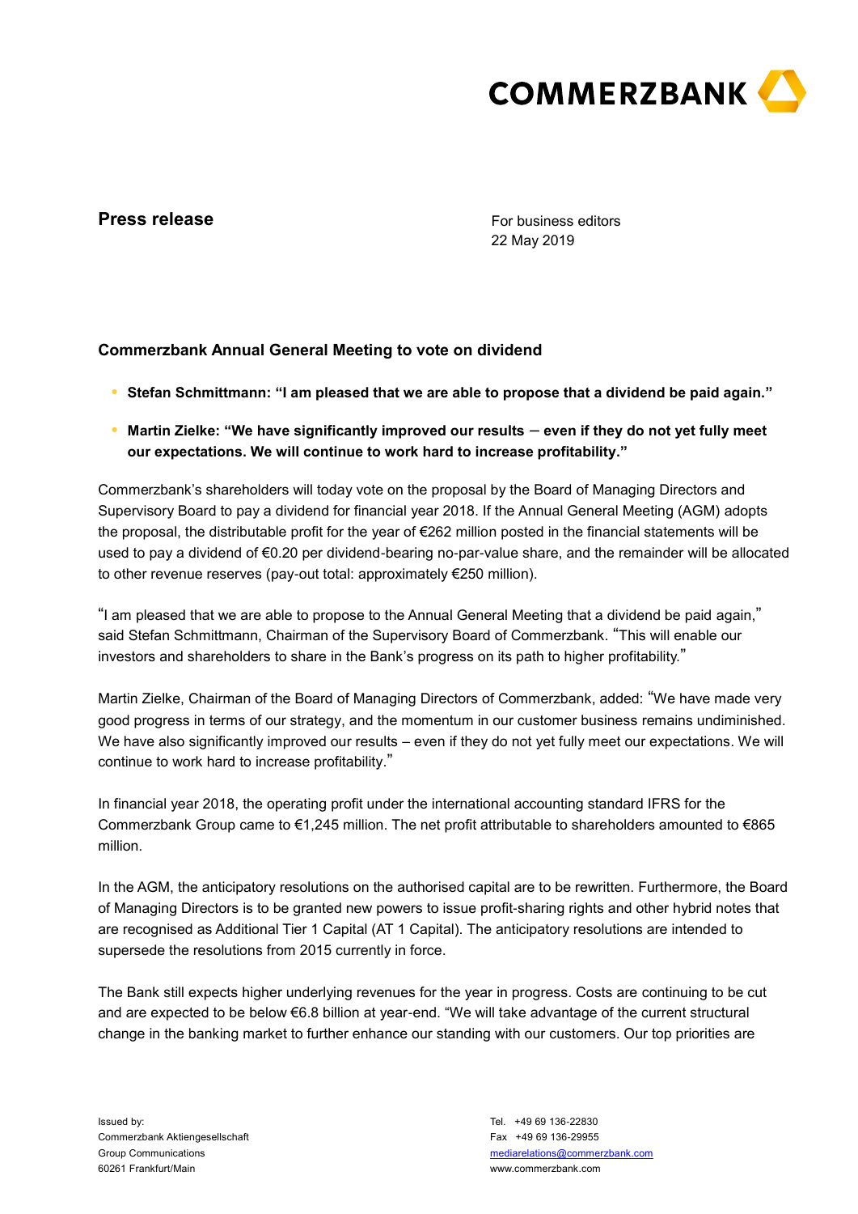**Press release**

For business editors
22 May 2019

### Commerzbank Annual General Meeting to vote on dividend

- **Stefan Schmittmann: "I am pleased that we are able to propose that a dividend be paid again."**
- **Martin Zielke: "We have significantly improved our results – even if they do not yet fully meet our expectations. We will continue to work hard to increase profitability."**

Commerzbank's shareholders will today vote on the proposal by the Board of Managing Directors and Supervisory Board to pay a dividend for financial year 2018. If the Annual General Meeting (AGM) adopts the proposal, the distributable profit for the year of €262 million posted in the financial statements will be used to pay a dividend of €0.20 per dividend-bearing no-par-value share, and the remainder will be allocated to other revenue reserves (pay-out total: approximately €250 million).

"I am pleased that we are able to propose to the Annual General Meeting that a dividend be paid again," said Stefan Schmittmann, Chairman of the Supervisory Board of Commerzbank. "This will enable our investors and shareholders to share in the Bank's progress on its path to higher profitability."

Martin Zielke, Chairman of the Board of Managing Directors of Commerzbank, added: "We have made very good progress in terms of our strategy, and the momentum in our customer business remains undiminished. We have also significantly improved our results – even if they do not yet fully meet our expectations. We will continue to work hard to increase profitability."

In financial year 2018, the operating profit under the international accounting standard IFRS for the Commerzbank Group came to €1,245 million. The net profit attributable to shareholders amounted to €865 million.

In the AGM, the anticipatory resolutions on the authorised capital are to be rewritten. Furthermore, the Board of Managing Directors is to be granted new powers to issue profit-sharing rights and other hybrid notes that are recognised as Additional Tier 1 Capital (AT 1 Capital). The anticipatory resolutions are intended to supersede the resolutions from 2015 currently in force.

The Bank still expects higher underlying revenues for the year in progress. Costs are continuing to be cut and are expected to be below €6.8 billion at year-end. "We will take advantage of the current structural change in the banking market to further enhance our standing with our customers. Our top priorities are

Issued by:
Commerzbank Aktiengesellschaft
Group Communications
60261 Frankfurt/Main

Tel. +49 69 136-22830
Fax +49 69 136-29955
mediarelations@commerzbank.com
www.commerzbank.com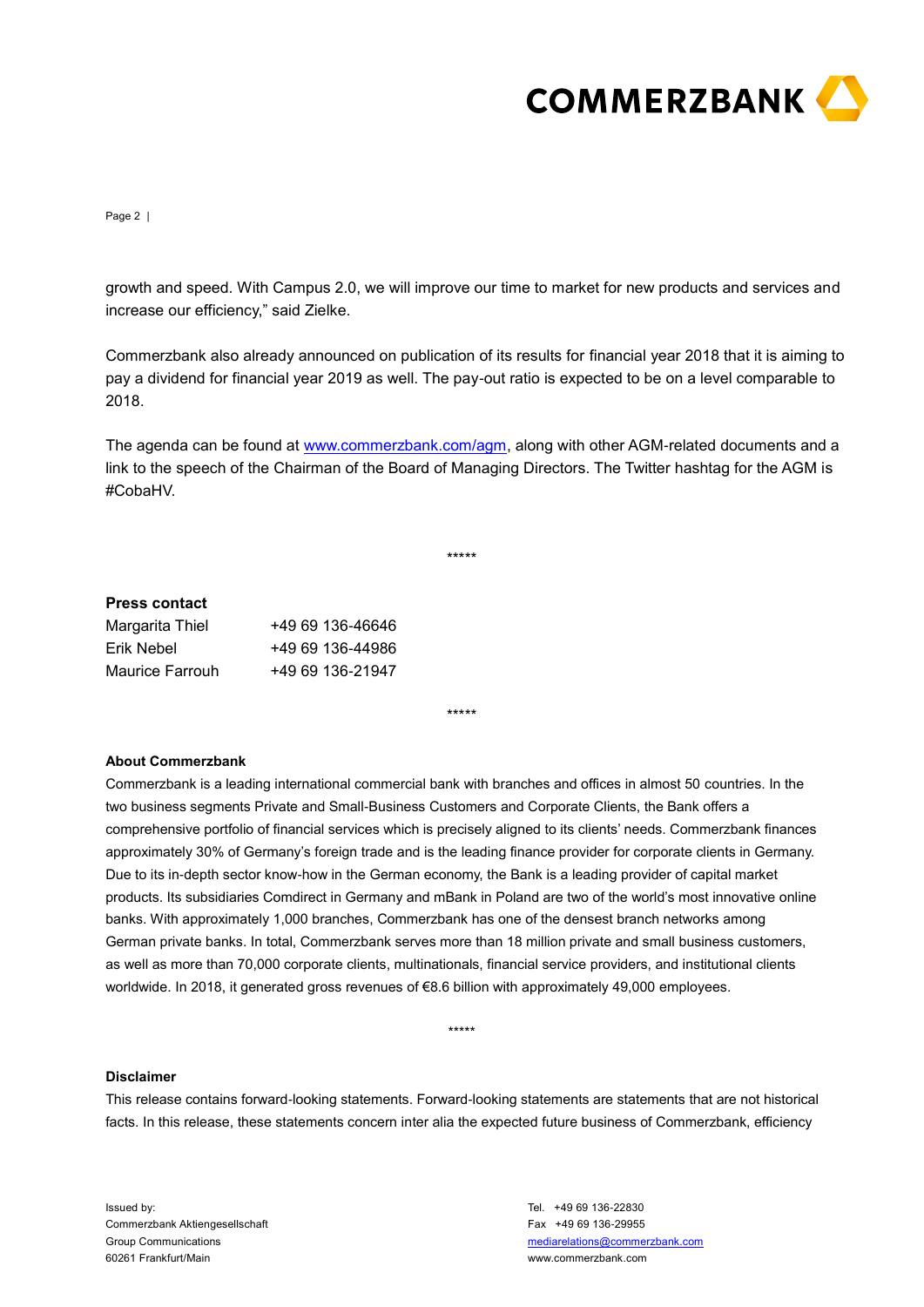growth and speed. With Campus 2.0, we will improve our time to market for new products and services and increase our efficiency," said Zielke.

Commerzbank also already announced on publication of its results for financial year 2018 that it is aiming to pay a dividend for financial year 2019 as well. The pay-out ratio is expected to be on a level comparable to 2018.

The agenda can be found at www.commerzbank.com/agm, along with other AGM-related documents and a link to the speech of the Chairman of the Board of Managing Directors. The Twitter hashtag for the AGM is #CobaHV.

*****

**Press contact**

| | |
|---|---|
| Margarita Thiel | +49 69 136-46646 |
| Erik Nebel | +49 69 136-44986 |
| Maurice Farrouh | +49 69 136-21947 |

*****

**About Commerzbank**

Commerzbank is a leading international commercial bank with branches and offices in almost 50 countries. In the two business segments Private and Small-Business Customers and Corporate Clients, the Bank offers a comprehensive portfolio of financial services which is precisely aligned to its clients' needs. Commerzbank finances approximately 30% of Germany's foreign trade and is the leading finance provider for corporate clients in Germany. Due to its in-depth sector know-how in the German economy, the Bank is a leading provider of capital market products. Its subsidiaries Comdirect in Germany and mBank in Poland are two of the world's most innovative online banks. With approximately 1,000 branches, Commerzbank has one of the densest branch networks among German private banks. In total, Commerzbank serves more than 18 million private and small business customers, as well as more than 70,000 corporate clients, multinationals, financial service providers, and institutional clients worldwide. In 2018, it generated gross revenues of €8.6 billion with approximately 49,000 employees.

*****

**Disclaimer**

This release contains forward-looking statements. Forward-looking statements are statements that are not historical facts. In this release, these statements concern inter alia the expected future business of Commerzbank, efficiency

Issued by:
Commerzbank Aktiengesellschaft
Group Communications
60261 Frankfurt/Main

Tel. +49 69 136-22830
Fax +49 69 136-29955
mediarelations@commerzbank.com
www.commerzbank.com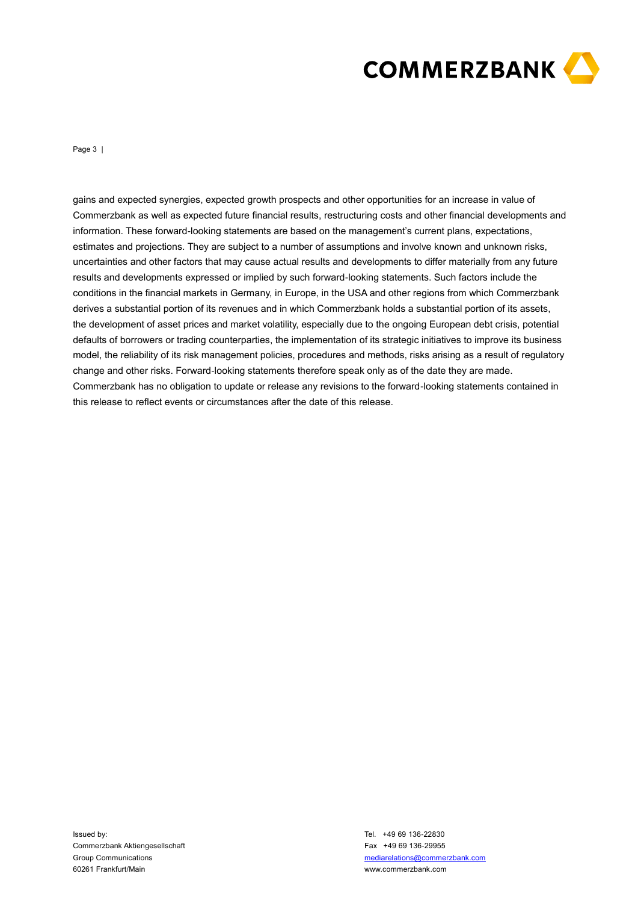gains and expected synergies, expected growth prospects and other opportunities for an increase in value of Commerzbank as well as expected future financial results, restructuring costs and other financial developments and information. These forward-looking statements are based on the management's current plans, expectations, estimates and projections. They are subject to a number of assumptions and involve known and unknown risks, uncertainties and other factors that may cause actual results and developments to differ materially from any future results and developments expressed or implied by such forward-looking statements. Such factors include the conditions in the financial markets in Germany, in Europe, in the USA and other regions from which Commerzbank derives a substantial portion of its revenues and in which Commerzbank holds a substantial portion of its assets, the development of asset prices and market volatility, especially due to the ongoing European debt crisis, potential defaults of borrowers or trading counterparties, the implementation of its strategic initiatives to improve its business model, the reliability of its risk management policies, procedures and methods, risks arising as a result of regulatory change and other risks. Forward-looking statements therefore speak only as of the date they are made. Commerzbank has no obligation to update or release any revisions to the forward-looking statements contained in this release to reflect events or circumstances after the date of this release.

Issued by:
Commerzbank Aktiengesellschaft
Group Communications
60261 Frankfurt/Main

Tel. +49 69 136-22830
Fax +49 69 136-29955
mediarelations@commerzbank.com
www.commerzbank.com